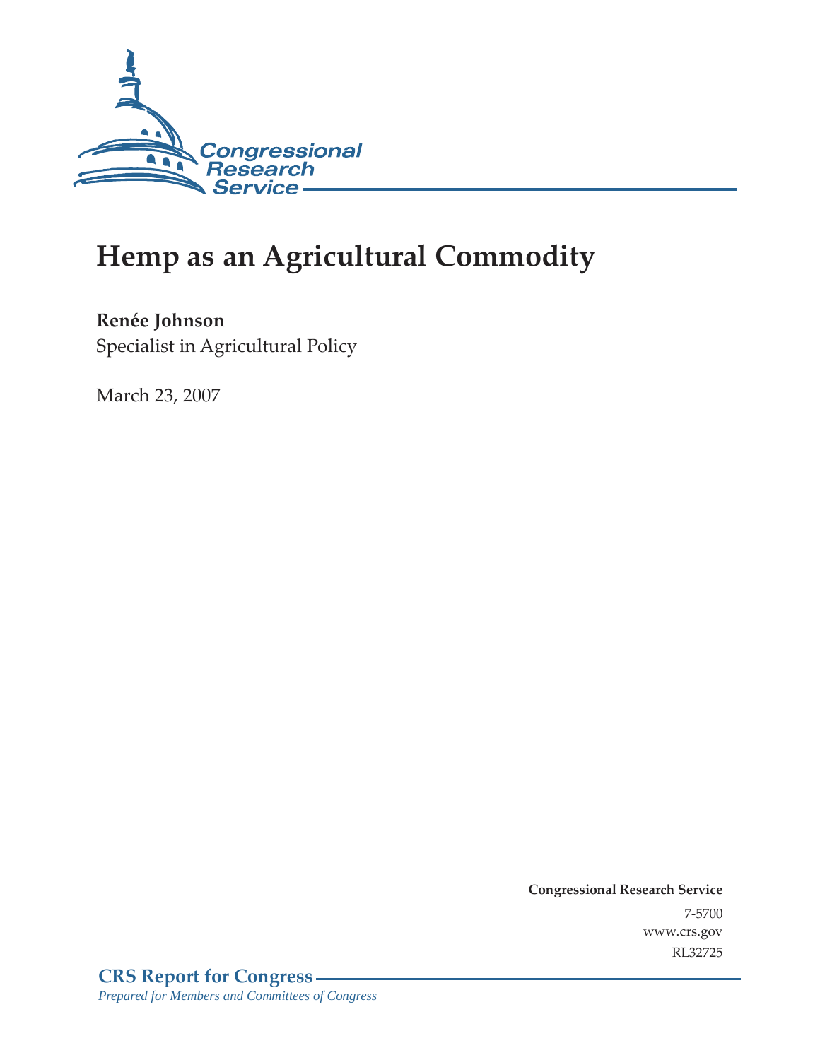# Hemp as an Agricultural Commodity

**Renée Johnson**
Specialist in Agricultural Policy

March 23, 2007

**Congressional Research Service**
7-5700
www.crs.gov
RL32725

**CRS Report for Congress**
*Prepared for Members and Committees of Congress*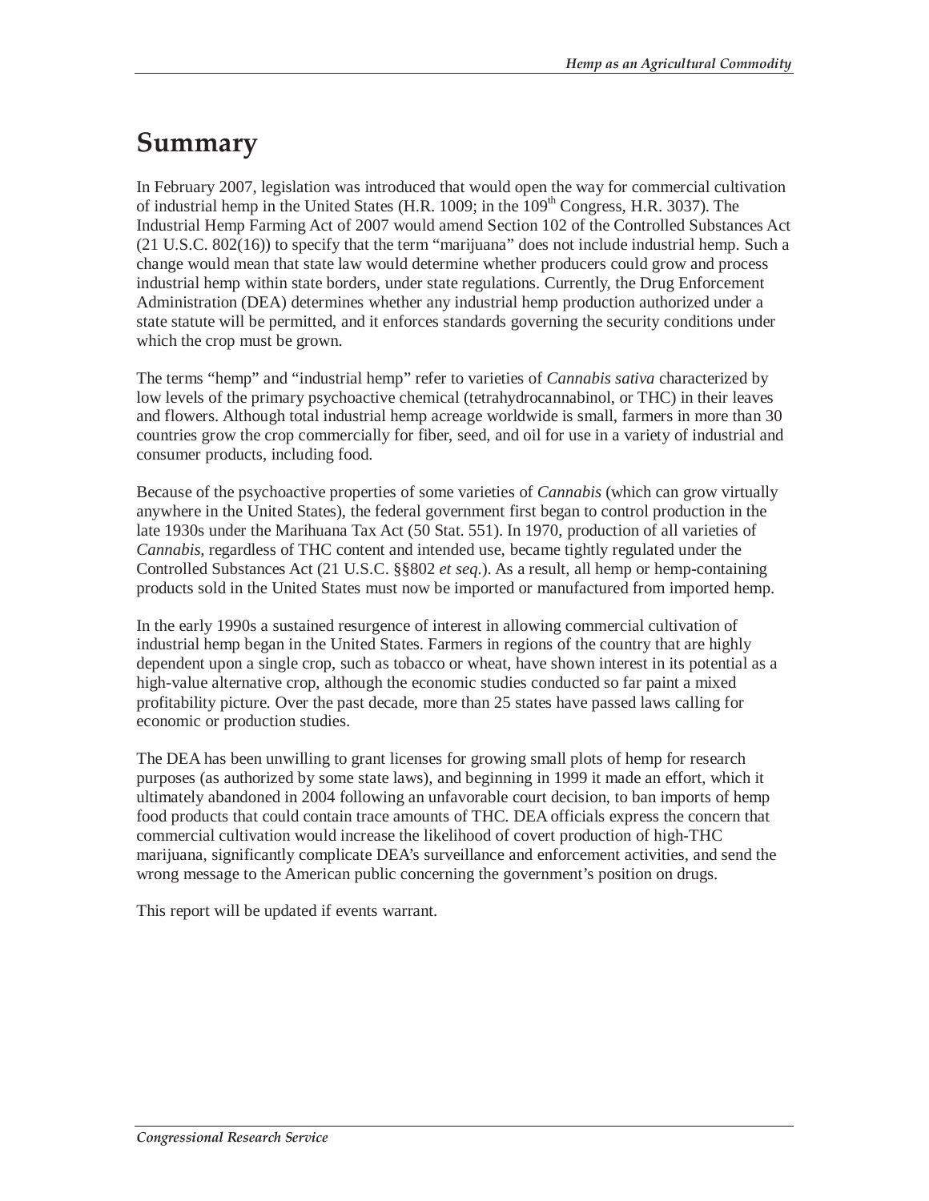# Summary

In February 2007, legislation was introduced that would open the way for commercial cultivation of industrial hemp in the United States (H.R. 1009; in the 109th Congress, H.R. 3037). The Industrial Hemp Farming Act of 2007 would amend Section 102 of the Controlled Substances Act (21 U.S.C. 802(16)) to specify that the term "marijuana" does not include industrial hemp. Such a change would mean that state law would determine whether producers could grow and process industrial hemp within state borders, under state regulations. Currently, the Drug Enforcement Administration (DEA) determines whether any industrial hemp production authorized under a state statute will be permitted, and it enforces standards governing the security conditions under which the crop must be grown.

The terms "hemp" and "industrial hemp" refer to varieties of *Cannabis sativa* characterized by low levels of the primary psychoactive chemical (tetrahydrocannabinol, or THC) in their leaves and flowers. Although total industrial hemp acreage worldwide is small, farmers in more than 30 countries grow the crop commercially for fiber, seed, and oil for use in a variety of industrial and consumer products, including food.

Because of the psychoactive properties of some varieties of *Cannabis* (which can grow virtually anywhere in the United States), the federal government first began to control production in the late 1930s under the Marihuana Tax Act (50 Stat. 551). In 1970, production of all varieties of *Cannabis*, regardless of THC content and intended use, became tightly regulated under the Controlled Substances Act (21 U.S.C. §§802 *et seq.*). As a result, all hemp or hemp-containing products sold in the United States must now be imported or manufactured from imported hemp.

In the early 1990s a sustained resurgence of interest in allowing commercial cultivation of industrial hemp began in the United States. Farmers in regions of the country that are highly dependent upon a single crop, such as tobacco or wheat, have shown interest in its potential as a high-value alternative crop, although the economic studies conducted so far paint a mixed profitability picture. Over the past decade, more than 25 states have passed laws calling for economic or production studies.

The DEA has been unwilling to grant licenses for growing small plots of hemp for research purposes (as authorized by some state laws), and beginning in 1999 it made an effort, which it ultimately abandoned in 2004 following an unfavorable court decision, to ban imports of hemp food products that could contain trace amounts of THC. DEA officials express the concern that commercial cultivation would increase the likelihood of covert production of high-THC marijuana, significantly complicate DEA's surveillance and enforcement activities, and send the wrong message to the American public concerning the government's position on drugs.

This report will be updated if events warrant.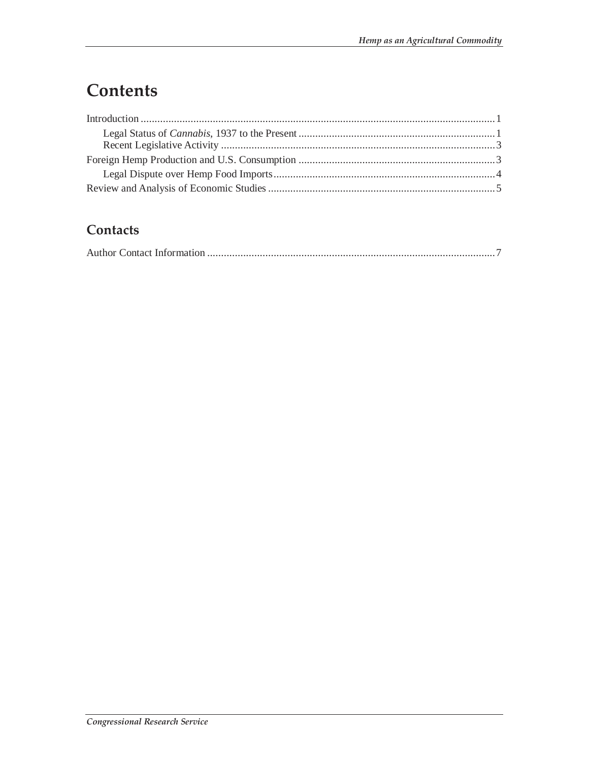# Contents

Introduction ........................................................................................................................ 1

- Legal Status of *Cannabis*, 1937 to the Present ........................................................................ 1
- Recent Legislative Activity ..................................................................................................... 3

Foreign Hemp Production and U.S. Consumption ........................................................................ 3

- Legal Dispute over Hemp Food Imports .................................................................................. 4

Review and Analysis of Economic Studies .................................................................................. 5

## Contacts

Author Contact Information ......................................................................................................... 7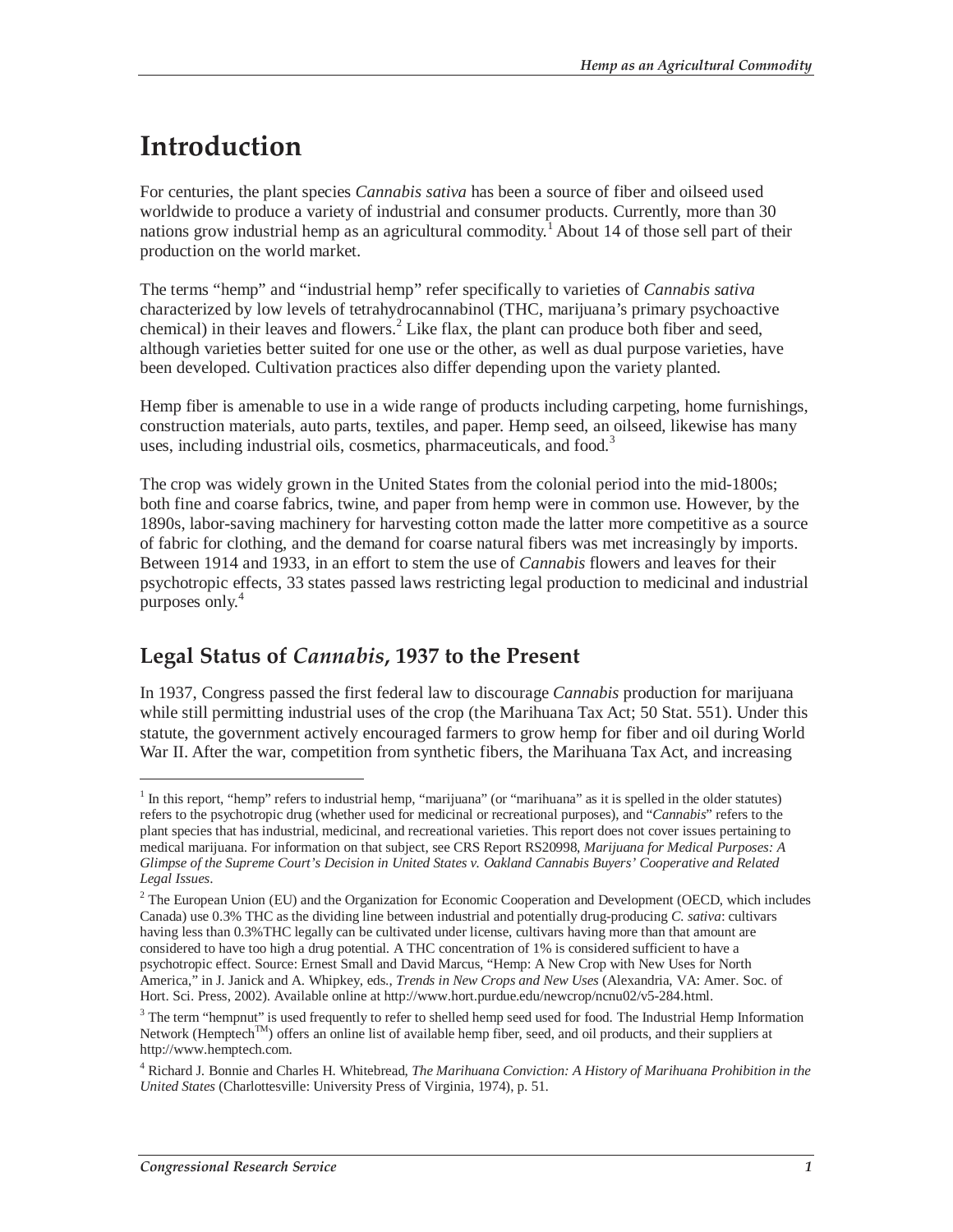# Introduction

For centuries, the plant species *Cannabis sativa* has been a source of fiber and oilseed used worldwide to produce a variety of industrial and consumer products. Currently, more than 30 nations grow industrial hemp as an agricultural commodity.[1] About 14 of those sell part of their production on the world market.

The terms "hemp" and "industrial hemp" refer specifically to varieties of *Cannabis sativa* characterized by low levels of tetrahydrocannabinol (THC, marijuana's primary psychoactive chemical) in their leaves and flowers.[2] Like flax, the plant can produce both fiber and seed, although varieties better suited for one use or the other, as well as dual purpose varieties, have been developed. Cultivation practices also differ depending upon the variety planted.

Hemp fiber is amenable to use in a wide range of products including carpeting, home furnishings, construction materials, auto parts, textiles, and paper. Hemp seed, an oilseed, likewise has many uses, including industrial oils, cosmetics, pharmaceuticals, and food.[3]

The crop was widely grown in the United States from the colonial period into the mid-1800s; both fine and coarse fabrics, twine, and paper from hemp were in common use. However, by the 1890s, labor-saving machinery for harvesting cotton made the latter more competitive as a source of fabric for clothing, and the demand for coarse natural fibers was met increasingly by imports. Between 1914 and 1933, in an effort to stem the use of *Cannabis* flowers and leaves for their psychotropic effects, 33 states passed laws restricting legal production to medicinal and industrial purposes only.[4]

## Legal Status of *Cannabis*, 1937 to the Present

In 1937, Congress passed the first federal law to discourage *Cannabis* production for marijuana while still permitting industrial uses of the crop (the Marihuana Tax Act; 50 Stat. 551). Under this statute, the government actively encouraged farmers to grow hemp for fiber and oil during World War II. After the war, competition from synthetic fibers, the Marihuana Tax Act, and increasing

---

[1] In this report, "hemp" refers to industrial hemp, "marijuana" (or "marihuana" as it is spelled in the older statutes) refers to the psychotropic drug (whether used for medicinal or recreational purposes), and "*Cannabis*" refers to the plant species that has industrial, medicinal, and recreational varieties. This report does not cover issues pertaining to medical marijuana. For information on that subject, see CRS Report RS20998, *Marijuana for Medical Purposes: A Glimpse of the Supreme Court's Decision in United States v. Oakland Cannabis Buyers' Cooperative and Related Legal Issues*.

[2] The European Union (EU) and the Organization for Economic Cooperation and Development (OECD, which includes Canada) use 0.3% THC as the dividing line between industrial and potentially drug-producing *C. sativa*: cultivars having less than 0.3%THC legally can be cultivated under license, cultivars having more than that amount are considered to have too high a drug potential. A THC concentration of 1% is considered sufficient to have a psychotropic effect. Source: Ernest Small and David Marcus, "Hemp: A New Crop with New Uses for North America," in J. Janick and A. Whipkey, eds., *Trends in New Crops and New Uses* (Alexandria, VA: Amer. Soc. of Hort. Sci. Press, 2002). Available online at http://www.hort.purdue.edu/newcrop/ncnu02/v5-284.html.

[3] The term "hempnut" is used frequently to refer to shelled hemp seed used for food. The Industrial Hemp Information Network (Hemptech™) offers an online list of available hemp fiber, seed, and oil products, and their suppliers at http://www.hemptech.com.

[4] Richard J. Bonnie and Charles H. Whitebread, *The Marihuana Conviction: A History of Marihuana Prohibition in the United States* (Charlottesville: University Press of Virginia, 1974), p. 51.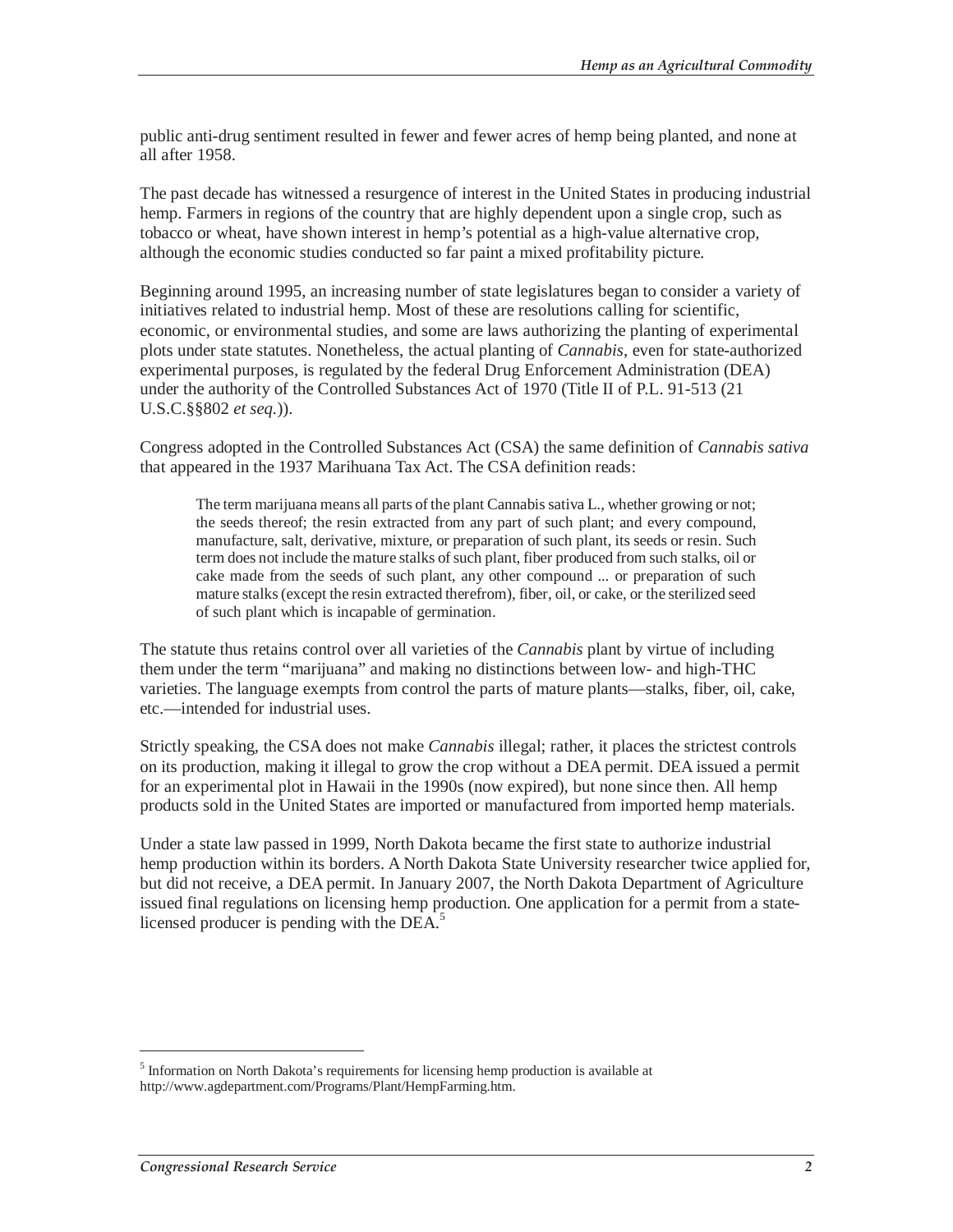public anti-drug sentiment resulted in fewer and fewer acres of hemp being planted, and none at all after 1958.

The past decade has witnessed a resurgence of interest in the United States in producing industrial hemp. Farmers in regions of the country that are highly dependent upon a single crop, such as tobacco or wheat, have shown interest in hemp's potential as a high-value alternative crop, although the economic studies conducted so far paint a mixed profitability picture.

Beginning around 1995, an increasing number of state legislatures began to consider a variety of initiatives related to industrial hemp. Most of these are resolutions calling for scientific, economic, or environmental studies, and some are laws authorizing the planting of experimental plots under state statutes. Nonetheless, the actual planting of *Cannabis*, even for state-authorized experimental purposes, is regulated by the federal Drug Enforcement Administration (DEA) under the authority of the Controlled Substances Act of 1970 (Title II of P.L. 91-513 (21 U.S.C.§§802 *et seq.*)).

Congress adopted in the Controlled Substances Act (CSA) the same definition of *Cannabis sativa* that appeared in the 1937 Marihuana Tax Act. The CSA definition reads:

> The term marijuana means all parts of the plant Cannabis sativa L., whether growing or not; the seeds thereof; the resin extracted from any part of such plant; and every compound, manufacture, salt, derivative, mixture, or preparation of such plant, its seeds or resin. Such term does not include the mature stalks of such plant, fiber produced from such stalks, oil or cake made from the seeds of such plant, any other compound ... or preparation of such mature stalks (except the resin extracted therefrom), fiber, oil, or cake, or the sterilized seed of such plant which is incapable of germination.

The statute thus retains control over all varieties of the *Cannabis* plant by virtue of including them under the term "marijuana" and making no distinctions between low- and high-THC varieties. The language exempts from control the parts of mature plants—stalks, fiber, oil, cake, etc.—intended for industrial uses.

Strictly speaking, the CSA does not make *Cannabis* illegal; rather, it places the strictest controls on its production, making it illegal to grow the crop without a DEA permit. DEA issued a permit for an experimental plot in Hawaii in the 1990s (now expired), but none since then. All hemp products sold in the United States are imported or manufactured from imported hemp materials.

Under a state law passed in 1999, North Dakota became the first state to authorize industrial hemp production within its borders. A North Dakota State University researcher twice applied for, but did not receive, a DEA permit. In January 2007, the North Dakota Department of Agriculture issued final regulations on licensing hemp production. One application for a permit from a state-licensed producer is pending with the DEA.[5]

---

[5] Information on North Dakota's requirements for licensing hemp production is available at http://www.agdepartment.com/Programs/Plant/HempFarming.htm.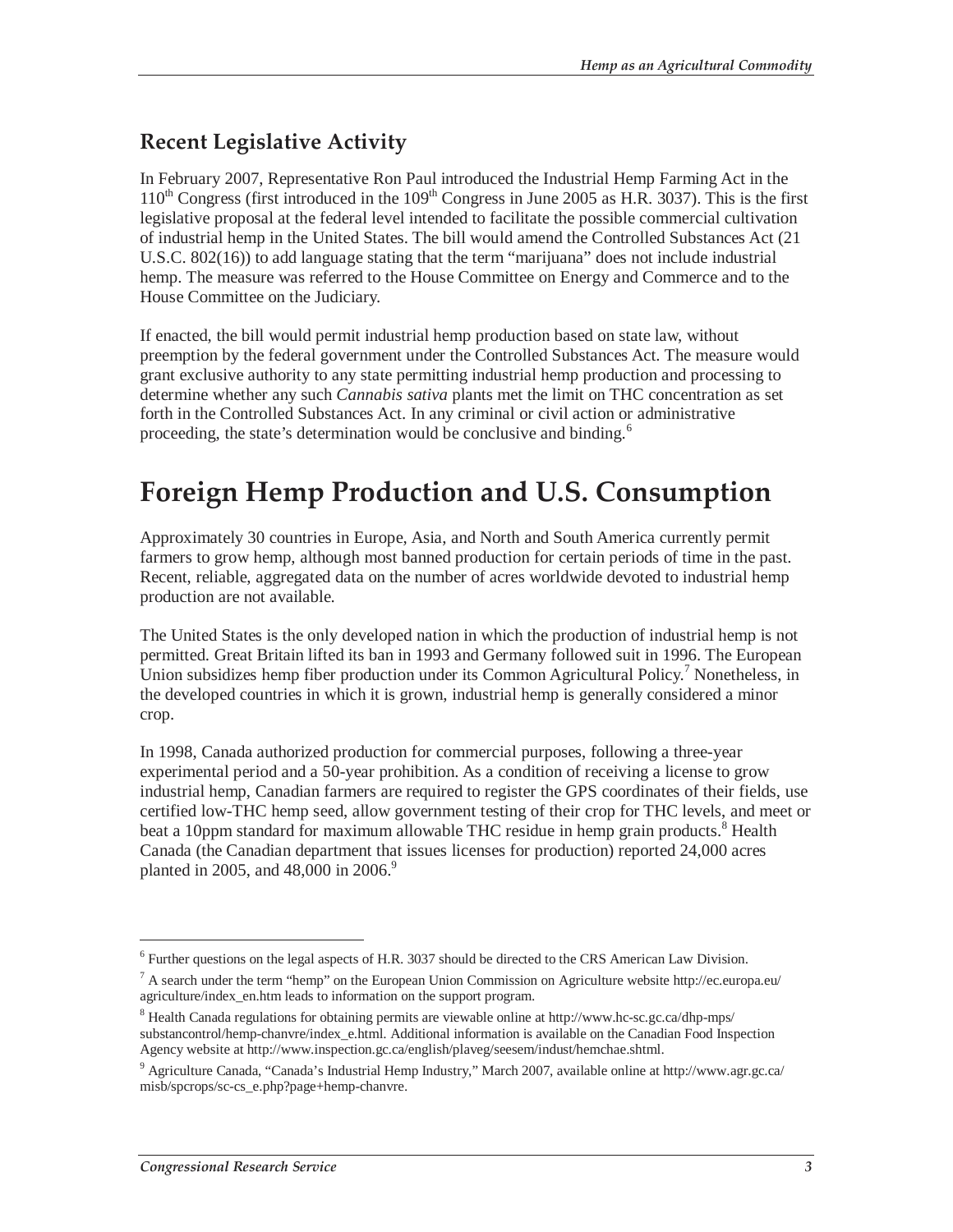## Recent Legislative Activity

In February 2007, Representative Ron Paul introduced the Industrial Hemp Farming Act in the 110th Congress (first introduced in the 109th Congress in June 2005 as H.R. 3037). This is the first legislative proposal at the federal level intended to facilitate the possible commercial cultivation of industrial hemp in the United States. The bill would amend the Controlled Substances Act (21 U.S.C. 802(16)) to add language stating that the term "marijuana" does not include industrial hemp. The measure was referred to the House Committee on Energy and Commerce and to the House Committee on the Judiciary.

If enacted, the bill would permit industrial hemp production based on state law, without preemption by the federal government under the Controlled Substances Act. The measure would grant exclusive authority to any state permitting industrial hemp production and processing to determine whether any such *Cannabis sativa* plants met the limit on THC concentration as set forth in the Controlled Substances Act. In any criminal or civil action or administrative proceeding, the state's determination would be conclusive and binding.[6]

# Foreign Hemp Production and U.S. Consumption

Approximately 30 countries in Europe, Asia, and North and South America currently permit farmers to grow hemp, although most banned production for certain periods of time in the past. Recent, reliable, aggregated data on the number of acres worldwide devoted to industrial hemp production are not available.

The United States is the only developed nation in which the production of industrial hemp is not permitted. Great Britain lifted its ban in 1993 and Germany followed suit in 1996. The European Union subsidizes hemp fiber production under its Common Agricultural Policy.[7] Nonetheless, in the developed countries in which it is grown, industrial hemp is generally considered a minor crop.

In 1998, Canada authorized production for commercial purposes, following a three-year experimental period and a 50-year prohibition. As a condition of receiving a license to grow industrial hemp, Canadian farmers are required to register the GPS coordinates of their fields, use certified low-THC hemp seed, allow government testing of their crop for THC levels, and meet or beat a 10ppm standard for maximum allowable THC residue in hemp grain products.[8] Health Canada (the Canadian department that issues licenses for production) reported 24,000 acres planted in 2005, and 48,000 in 2006.[9]

---

[6] Further questions on the legal aspects of H.R. 3037 should be directed to the CRS American Law Division.

[7] A search under the term "hemp" on the European Union Commission on Agriculture website http://ec.europa.eu/agriculture/index_en.htm leads to information on the support program.

[8] Health Canada regulations for obtaining permits are viewable online at http://www.hc-sc.gc.ca/dhp-mps/substancontrol/hemp-chanvre/index_e.html. Additional information is available on the Canadian Food Inspection Agency website at http://www.inspection.gc.ca/english/plaveg/seesem/indust/hemchae.shtml.

[9] Agriculture Canada, "Canada's Industrial Hemp Industry," March 2007, available online at http://www.agr.gc.ca/misb/spcrops/sc-cs_e.php?page+hemp-chanvre.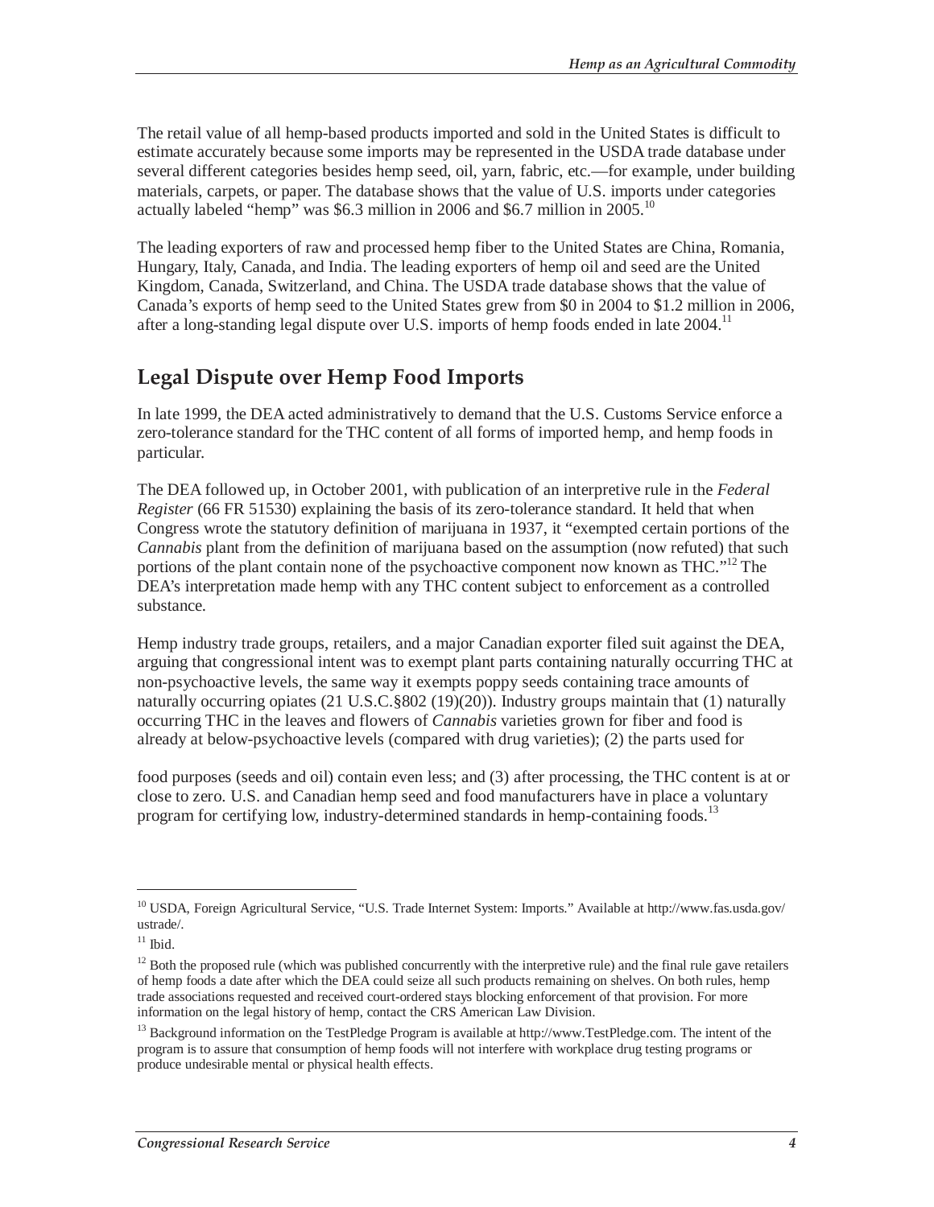The retail value of all hemp-based products imported and sold in the United States is difficult to estimate accurately because some imports may be represented in the USDA trade database under several different categories besides hemp seed, oil, yarn, fabric, etc.—for example, under building materials, carpets, or paper. The database shows that the value of U.S. imports under categories actually labeled "hemp" was $6.3 million in 2006 and $6.7 million in 2005.[10]

The leading exporters of raw and processed hemp fiber to the United States are China, Romania, Hungary, Italy, Canada, and India. The leading exporters of hemp oil and seed are the United Kingdom, Canada, Switzerland, and China. The USDA trade database shows that the value of Canada's exports of hemp seed to the United States grew from $0 in 2004 to $1.2 million in 2006, after a long-standing legal dispute over U.S. imports of hemp foods ended in late 2004.[11]

## Legal Dispute over Hemp Food Imports

In late 1999, the DEA acted administratively to demand that the U.S. Customs Service enforce a zero-tolerance standard for the THC content of all forms of imported hemp, and hemp foods in particular.

The DEA followed up, in October 2001, with publication of an interpretive rule in the *Federal Register* (66 FR 51530) explaining the basis of its zero-tolerance standard. It held that when Congress wrote the statutory definition of marijuana in 1937, it "exempted certain portions of the *Cannabis* plant from the definition of marijuana based on the assumption (now refuted) that such portions of the plant contain none of the psychoactive component now known as THC."[12] The DEA's interpretation made hemp with any THC content subject to enforcement as a controlled substance.

Hemp industry trade groups, retailers, and a major Canadian exporter filed suit against the DEA, arguing that congressional intent was to exempt plant parts containing naturally occurring THC at non-psychoactive levels, the same way it exempts poppy seeds containing trace amounts of naturally occurring opiates (21 U.S.C.§802 (19)(20)). Industry groups maintain that (1) naturally occurring THC in the leaves and flowers of *Cannabis* varieties grown for fiber and food is already at below-psychoactive levels (compared with drug varieties); (2) the parts used for food purposes (seeds and oil) contain even less; and (3) after processing, the THC content is at or close to zero. U.S. and Canadian hemp seed and food manufacturers have in place a voluntary program for certifying low, industry-determined standards in hemp-containing foods.[13]

---

[10] USDA, Foreign Agricultural Service, "U.S. Trade Internet System: Imports." Available at http://www.fas.usda.gov/ustrade/.

[11] Ibid.

[12] Both the proposed rule (which was published concurrently with the interpretive rule) and the final rule gave retailers of hemp foods a date after which the DEA could seize all such products remaining on shelves. On both rules, hemp trade associations requested and received court-ordered stays blocking enforcement of that provision. For more information on the legal history of hemp, contact the CRS American Law Division.

[13] Background information on the TestPledge Program is available at http://www.TestPledge.com. The intent of the program is to assure that consumption of hemp foods will not interfere with workplace drug testing programs or produce undesirable mental or physical health effects.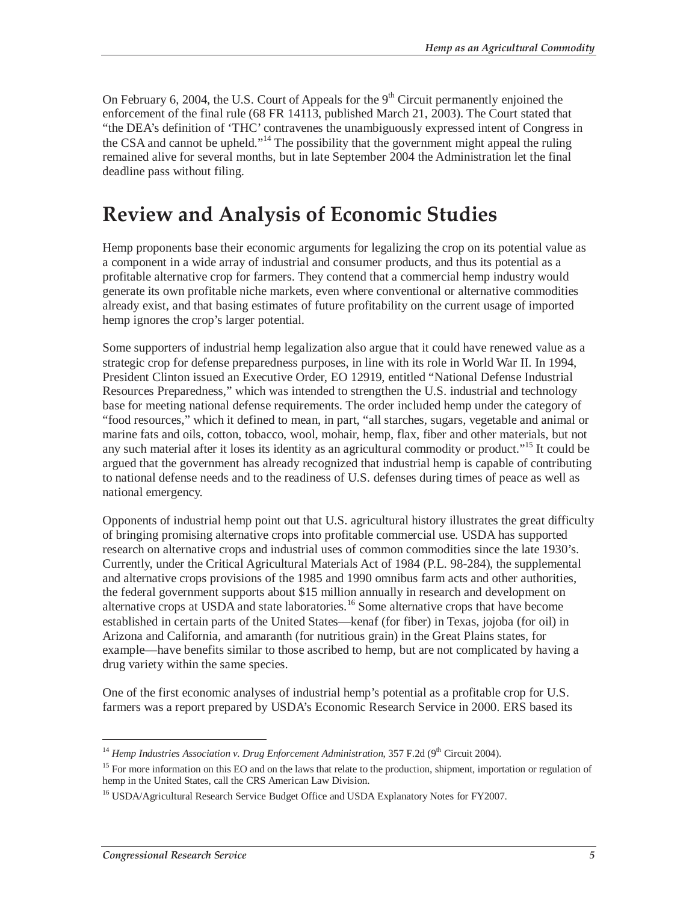On February 6, 2004, the U.S. Court of Appeals for the 9th Circuit permanently enjoined the enforcement of the final rule (68 FR 14113, published March 21, 2003). The Court stated that "the DEA's definition of 'THC' contravenes the unambiguously expressed intent of Congress in the CSA and cannot be upheld."[14] The possibility that the government might appeal the ruling remained alive for several months, but in late September 2004 the Administration let the final deadline pass without filing.

# Review and Analysis of Economic Studies

Hemp proponents base their economic arguments for legalizing the crop on its potential value as a component in a wide array of industrial and consumer products, and thus its potential as a profitable alternative crop for farmers. They contend that a commercial hemp industry would generate its own profitable niche markets, even where conventional or alternative commodities already exist, and that basing estimates of future profitability on the current usage of imported hemp ignores the crop's larger potential.

Some supporters of industrial hemp legalization also argue that it could have renewed value as a strategic crop for defense preparedness purposes, in line with its role in World War II. In 1994, President Clinton issued an Executive Order, EO 12919, entitled "National Defense Industrial Resources Preparedness," which was intended to strengthen the U.S. industrial and technology base for meeting national defense requirements. The order included hemp under the category of "food resources," which it defined to mean, in part, "all starches, sugars, vegetable and animal or marine fats and oils, cotton, tobacco, wool, mohair, hemp, flax, fiber and other materials, but not any such material after it loses its identity as an agricultural commodity or product."[15] It could be argued that the government has already recognized that industrial hemp is capable of contributing to national defense needs and to the readiness of U.S. defenses during times of peace as well as national emergency.

Opponents of industrial hemp point out that U.S. agricultural history illustrates the great difficulty of bringing promising alternative crops into profitable commercial use. USDA has supported research on alternative crops and industrial uses of common commodities since the late 1930's. Currently, under the Critical Agricultural Materials Act of 1984 (P.L. 98-284), the supplemental and alternative crops provisions of the 1985 and 1990 omnibus farm acts and other authorities, the federal government supports about $15 million annually in research and development on alternative crops at USDA and state laboratories.[16] Some alternative crops that have become established in certain parts of the United States—kenaf (for fiber) in Texas, jojoba (for oil) in Arizona and California, and amaranth (for nutritious grain) in the Great Plains states, for example—have benefits similar to those ascribed to hemp, but are not complicated by having a drug variety within the same species.

One of the first economic analyses of industrial hemp's potential as a profitable crop for U.S. farmers was a report prepared by USDA's Economic Research Service in 2000. ERS based its

---

[14] *Hemp Industries Association v. Drug Enforcement Administration*, 357 F.2d (9th Circuit 2004).

[15] For more information on this EO and on the laws that relate to the production, shipment, importation or regulation of hemp in the United States, call the CRS American Law Division.

[16] USDA/Agricultural Research Service Budget Office and USDA Explanatory Notes for FY2007.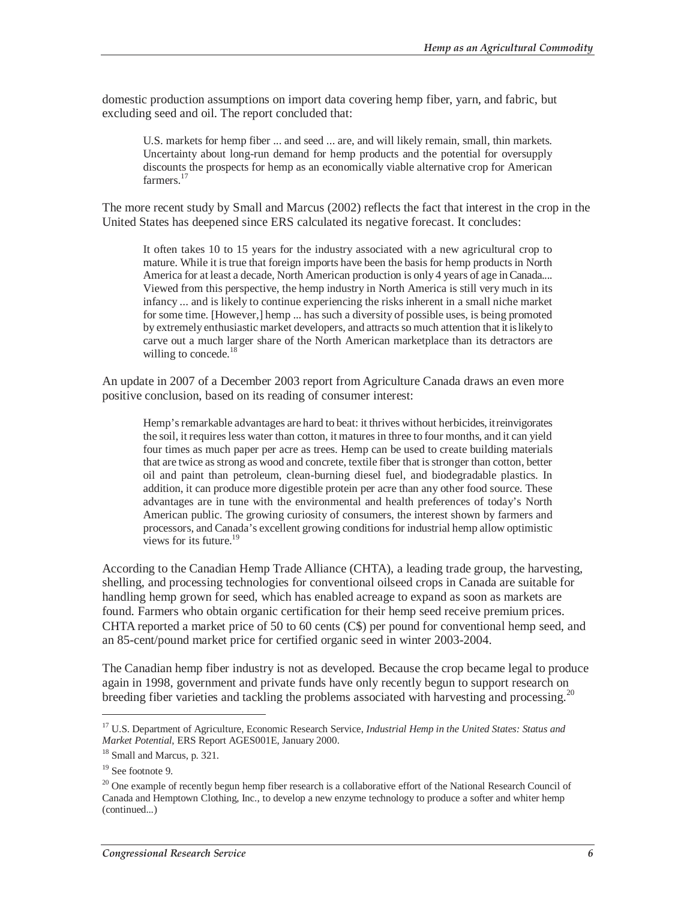domestic production assumptions on import data covering hemp fiber, yarn, and fabric, but excluding seed and oil. The report concluded that:

> U.S. markets for hemp fiber ... and seed ... are, and will likely remain, small, thin markets. Uncertainty about long-run demand for hemp products and the potential for oversupply discounts the prospects for hemp as an economically viable alternative crop for American farmers.[17]

The more recent study by Small and Marcus (2002) reflects the fact that interest in the crop in the United States has deepened since ERS calculated its negative forecast. It concludes:

> It often takes 10 to 15 years for the industry associated with a new agricultural crop to mature. While it is true that foreign imports have been the basis for hemp products in North America for at least a decade, North American production is only 4 years of age in Canada.... Viewed from this perspective, the hemp industry in North America is still very much in its infancy ... and is likely to continue experiencing the risks inherent in a small niche market for some time. [However,] hemp ... has such a diversity of possible uses, is being promoted by extremely enthusiastic market developers, and attracts so much attention that it is likely to carve out a much larger share of the North American marketplace than its detractors are willing to concede.[18]

An update in 2007 of a December 2003 report from Agriculture Canada draws an even more positive conclusion, based on its reading of consumer interest:

> Hemp's remarkable advantages are hard to beat: it thrives without herbicides, it reinvigorates the soil, it requires less water than cotton, it matures in three to four months, and it can yield four times as much paper per acre as trees. Hemp can be used to create building materials that are twice as strong as wood and concrete, textile fiber that is stronger than cotton, better oil and paint than petroleum, clean-burning diesel fuel, and biodegradable plastics. In addition, it can produce more digestible protein per acre than any other food source. These advantages are in tune with the environmental and health preferences of today's North American public. The growing curiosity of consumers, the interest shown by farmers and processors, and Canada's excellent growing conditions for industrial hemp allow optimistic views for its future.[19]

According to the Canadian Hemp Trade Alliance (CHTA), a leading trade group, the harvesting, shelling, and processing technologies for conventional oilseed crops in Canada are suitable for handling hemp grown for seed, which has enabled acreage to expand as soon as markets are found. Farmers who obtain organic certification for their hemp seed receive premium prices. CHTA reported a market price of 50 to 60 cents (C$) per pound for conventional hemp seed, and an 85-cent/pound market price for certified organic seed in winter 2003-2004.

The Canadian hemp fiber industry is not as developed. Because the crop became legal to produce again in 1998, government and private funds have only recently begun to support research on breeding fiber varieties and tackling the problems associated with harvesting and processing.[20]

---

[17] U.S. Department of Agriculture, Economic Research Service, *Industrial Hemp in the United States: Status and Market Potential*, ERS Report AGES001E, January 2000.

[18] Small and Marcus, p. 321.

[19] See footnote 9.

[20] One example of recently begun hemp fiber research is a collaborative effort of the National Research Council of Canada and Hemptown Clothing, Inc., to develop a new enzyme technology to produce a softer and whiter hemp (continued...)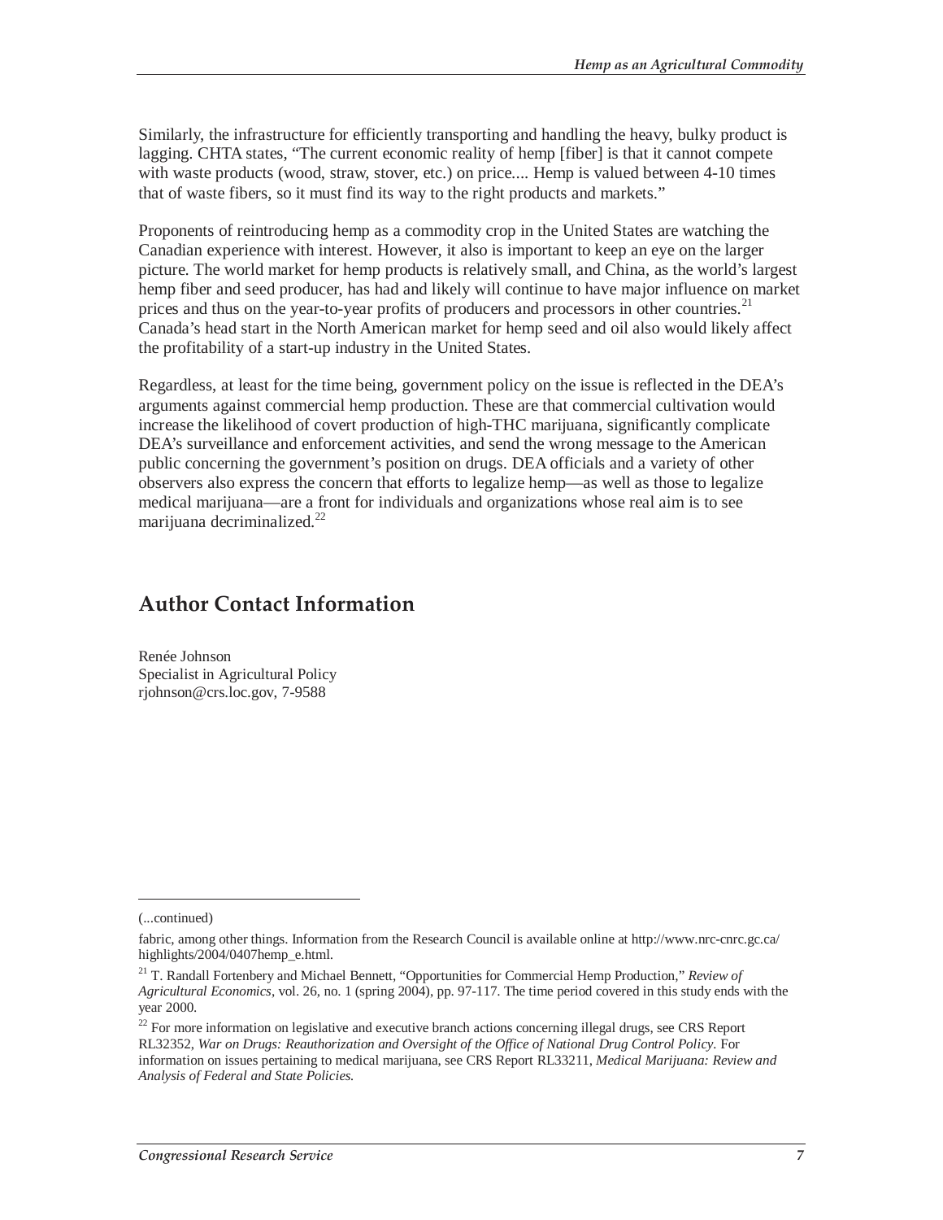Similarly, the infrastructure for efficiently transporting and handling the heavy, bulky product is lagging. CHTA states, "The current economic reality of hemp [fiber] is that it cannot compete with waste products (wood, straw, stover, etc.) on price.... Hemp is valued between 4-10 times that of waste fibers, so it must find its way to the right products and markets."

Proponents of reintroducing hemp as a commodity crop in the United States are watching the Canadian experience with interest. However, it also is important to keep an eye on the larger picture. The world market for hemp products is relatively small, and China, as the world's largest hemp fiber and seed producer, has had and likely will continue to have major influence on market prices and thus on the year-to-year profits of producers and processors in other countries.[21] Canada's head start in the North American market for hemp seed and oil also would likely affect the profitability of a start-up industry in the United States.

Regardless, at least for the time being, government policy on the issue is reflected in the DEA's arguments against commercial hemp production. These are that commercial cultivation would increase the likelihood of covert production of high-THC marijuana, significantly complicate DEA's surveillance and enforcement activities, and send the wrong message to the American public concerning the government's position on drugs. DEA officials and a variety of other observers also express the concern that efforts to legalize hemp—as well as those to legalize medical marijuana—are a front for individuals and organizations whose real aim is to see marijuana decriminalized.[22]

## Author Contact Information

Renée Johnson
Specialist in Agricultural Policy
rjohnson@crs.loc.gov, 7-9588

---

(...continued)

fabric, among other things. Information from the Research Council is available online at http://www.nrc-cnrc.gc.ca/highlights/2004/0407hemp_e.html.

[21] T. Randall Fortenbery and Michael Bennett, "Opportunities for Commercial Hemp Production," *Review of Agricultural Economics*, vol. 26, no. 1 (spring 2004), pp. 97-117. The time period covered in this study ends with the year 2000.

[22] For more information on legislative and executive branch actions concerning illegal drugs, see CRS Report RL32352, *War on Drugs: Reauthorization and Oversight of the Office of National Drug Control Policy*. For information on issues pertaining to medical marijuana, see CRS Report RL33211, *Medical Marijuana: Review and Analysis of Federal and State Policies*.